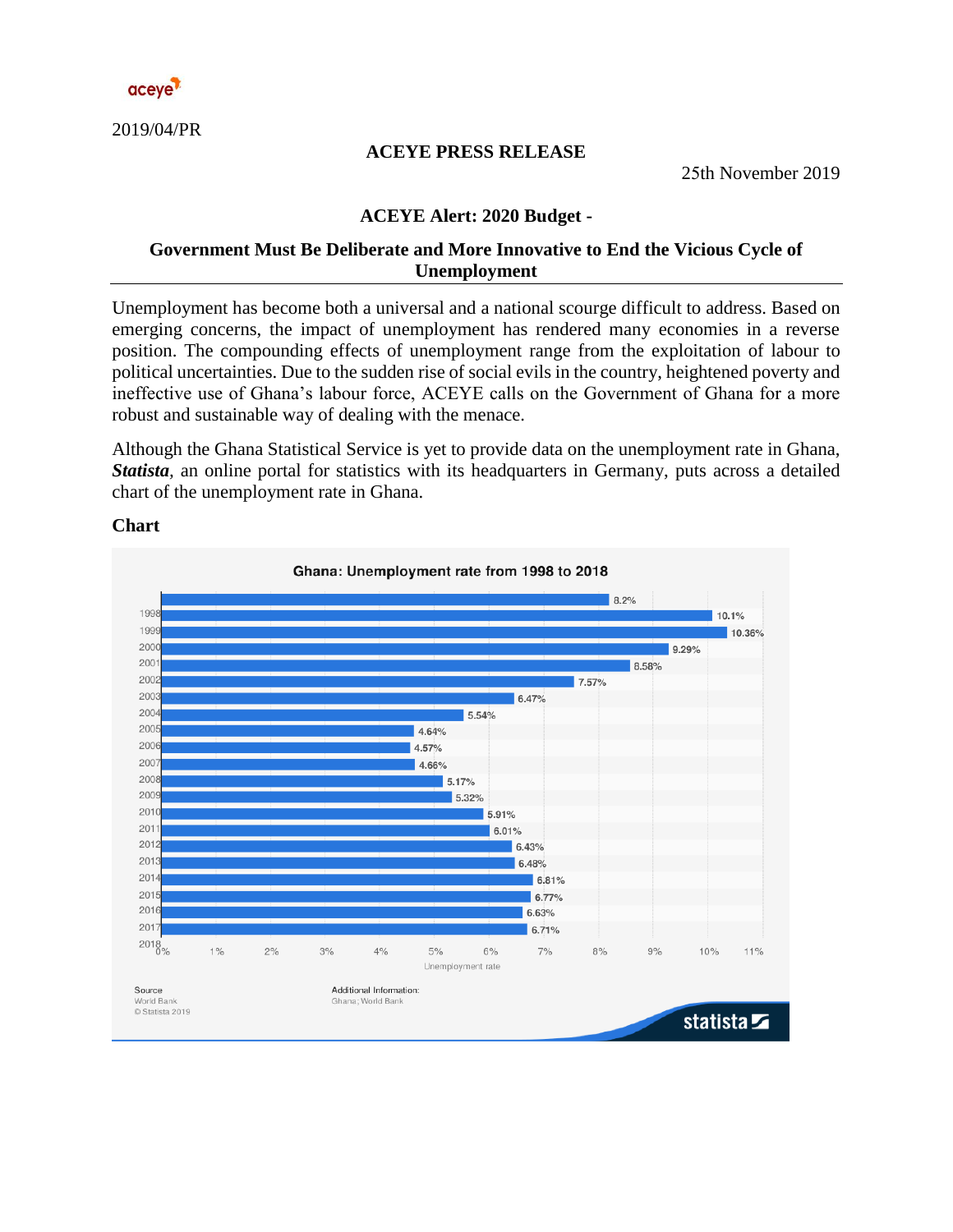aceye

2019/04/PR

**ACEYE PRESS RELEASE**

25th November 2019

## ACEYE Alert: 2020 Budget -

## Government Must Be Deliberate and More Innovative to End the Vicious Cycle of Unemployment

Unemployment has become both a universal and a national scourge difficult to address. Based on emerging concerns, the impact of unemployment has rendered many economies in a reverse position. The compounding effects of unemployment range from the exploitation of labour to political uncertainties. Due to the sudden rise of social evils in the country, heightened poverty and ineffective use of Ghana's labour force, ACEYE calls on the Government of Ghana for a more robust and sustainable way of dealing with the menace.

Although the Ghana Statistical Service is yet to provide data on the unemployment rate in Ghana, ***Statista***, an online portal for statistics with its headquarters in Germany, puts across a detailed chart of the unemployment rate in Ghana.

**Chart**

**Ghana: Unemployment rate from 1998 to 2018**

| Year | Unemployment rate |
| --- | --- |
| 1998 | 8.2% |
| 1999 | 10.1% |
| 2000 | 10.36% |
| 2001 | 9.29% |
| 2002 | 8.58% |
| 2003 | 7.57% |
| 2004 | 6.47% |
| 2005 | 5.54% |
| 2006 | 4.64% |
| 2007 | 4.57% |
| 2008 | 4.66% |
| 2009 | 5.17% |
| 2010 | 5.32% |
| 2011 | 5.91% |
| 2012 | 6.01% |
| 2013 | 6.43% |
| 2014 | 6.48% |
| 2015 | 6.81% |
| 2016 | 6.77% |
| 2017 | 6.63% |
| 2018 | 6.71% |

Source: World Bank © Statista 2019

Additional Information: Ghana; World Bank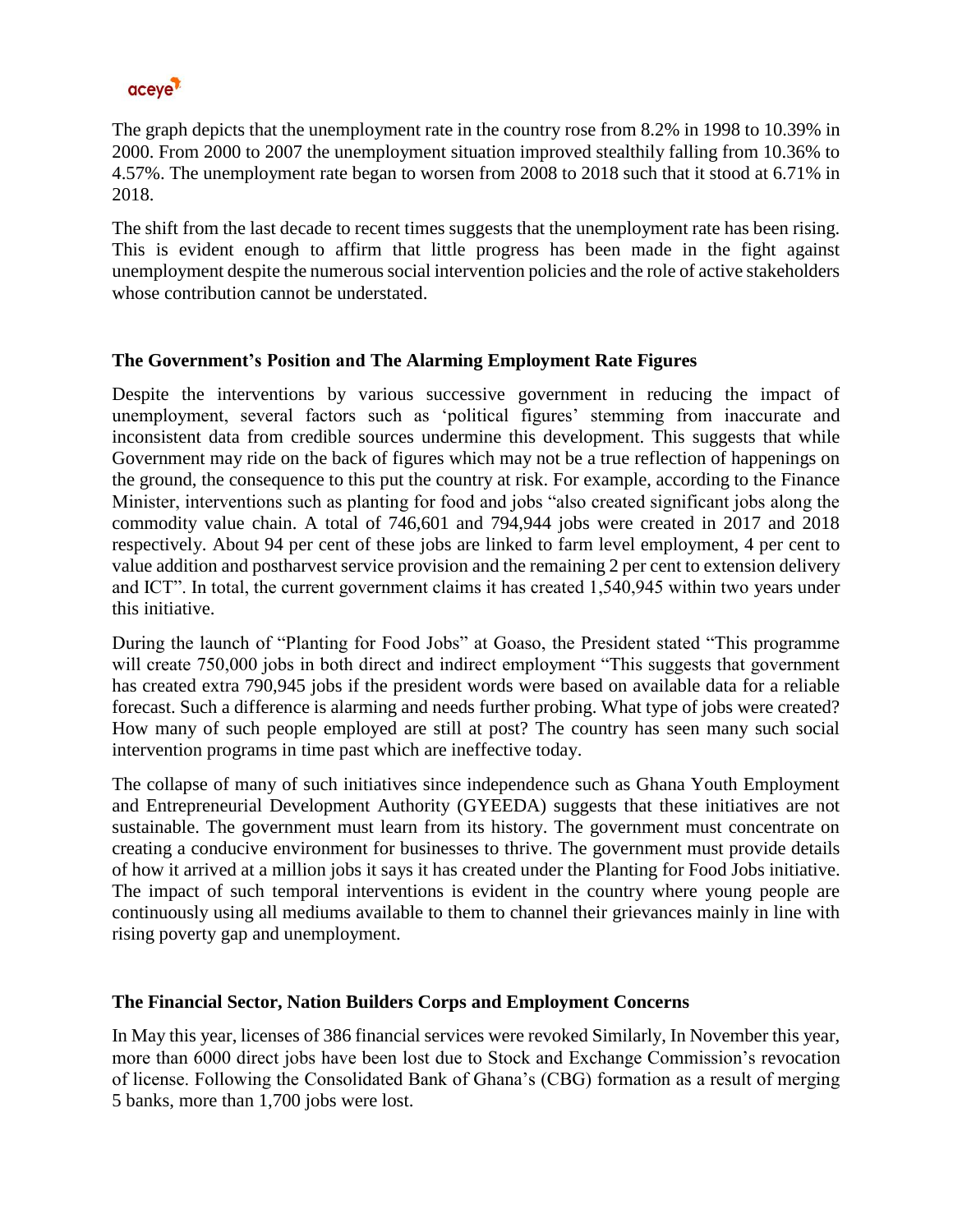The graph depicts that the unemployment rate in the country rose from 8.2% in 1998 to 10.39% in 2000. From 2000 to 2007 the unemployment situation improved stealthily falling from 10.36% to 4.57%. The unemployment rate began to worsen from 2008 to 2018 such that it stood at 6.71% in 2018.

The shift from the last decade to recent times suggests that the unemployment rate has been rising. This is evident enough to affirm that little progress has been made in the fight against unemployment despite the numerous social intervention policies and the role of active stakeholders whose contribution cannot be understated.

## The Government's Position and The Alarming Employment Rate Figures

Despite the interventions by various successive government in reducing the impact of unemployment, several factors such as 'political figures' stemming from inaccurate and inconsistent data from credible sources undermine this development. This suggests that while Government may ride on the back of figures which may not be a true reflection of happenings on the ground, the consequence to this put the country at risk. For example, according to the Finance Minister, interventions such as planting for food and jobs "also created significant jobs along the commodity value chain. A total of 746,601 and 794,944 jobs were created in 2017 and 2018 respectively. About 94 per cent of these jobs are linked to farm level employment, 4 per cent to value addition and postharvest service provision and the remaining 2 per cent to extension delivery and ICT". In total, the current government claims it has created 1,540,945 within two years under this initiative.

During the launch of "Planting for Food Jobs" at Goaso, the President stated "This programme will create 750,000 jobs in both direct and indirect employment "This suggests that government has created extra 790,945 jobs if the president words were based on available data for a reliable forecast. Such a difference is alarming and needs further probing. What type of jobs were created? How many of such people employed are still at post? The country has seen many such social intervention programs in time past which are ineffective today.

The collapse of many of such initiatives since independence such as Ghana Youth Employment and Entrepreneurial Development Authority (GYEEDA) suggests that these initiatives are not sustainable. The government must learn from its history. The government must concentrate on creating a conducive environment for businesses to thrive. The government must provide details of how it arrived at a million jobs it says it has created under the Planting for Food Jobs initiative. The impact of such temporal interventions is evident in the country where young people are continuously using all mediums available to them to channel their grievances mainly in line with rising poverty gap and unemployment.

## The Financial Sector, Nation Builders Corps and Employment Concerns

In May this year, licenses of 386 financial services were revoked Similarly, In November this year, more than 6000 direct jobs have been lost due to Stock and Exchange Commission's revocation of license. Following the Consolidated Bank of Ghana's (CBG) formation as a result of merging 5 banks, more than 1,700 jobs were lost.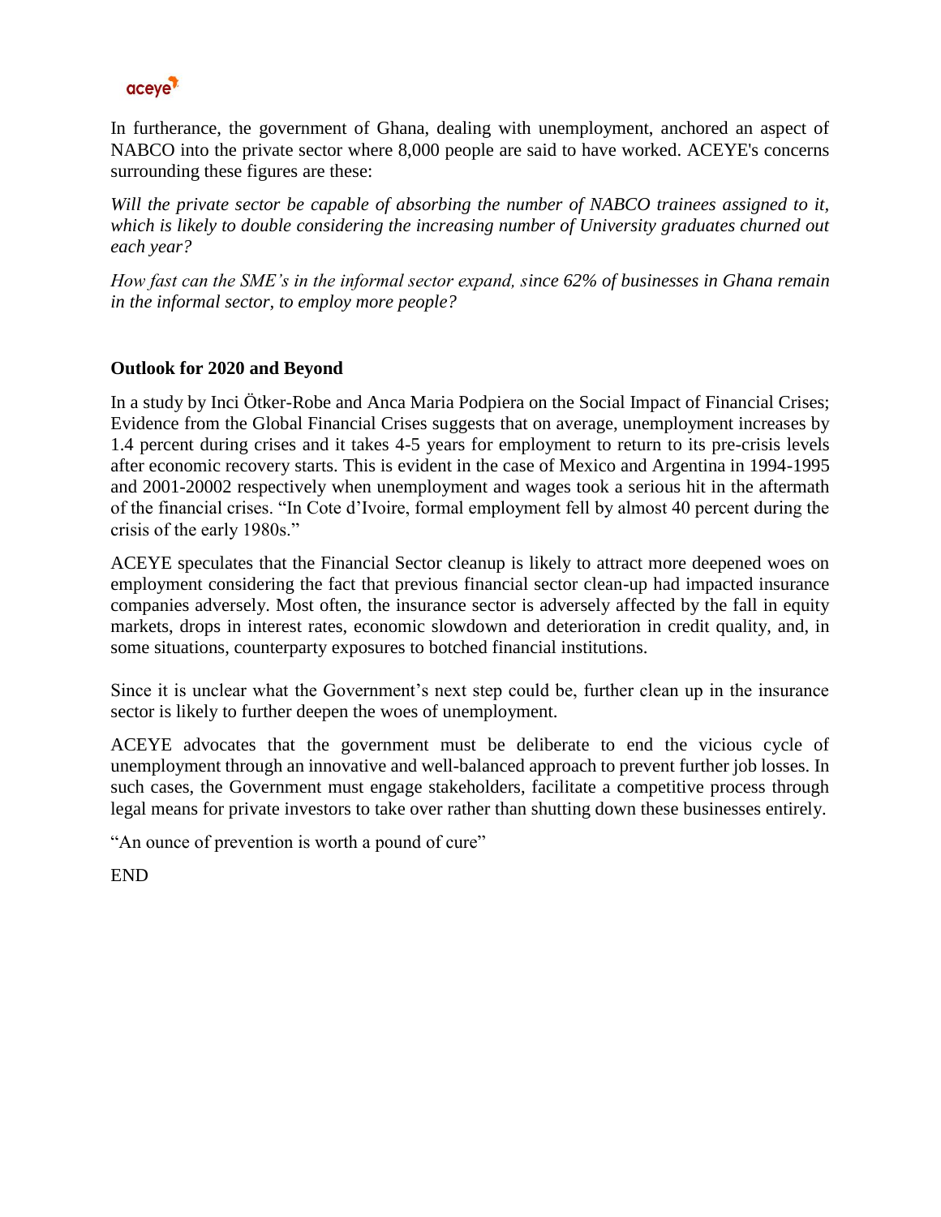In furtherance, the government of Ghana, dealing with unemployment, anchored an aspect of NABCO into the private sector where 8,000 people are said to have worked. ACEYE's concerns surrounding these figures are these:

*Will the private sector be capable of absorbing the number of NABCO trainees assigned to it, which is likely to double considering the increasing number of University graduates churned out each year?*

*How fast can the SME's in the informal sector expand, since 62% of businesses in Ghana remain in the informal sector, to employ more people?*

**Outlook for 2020 and Beyond**

In a study by Inci Ötker-Robe and Anca Maria Podpiera on the Social Impact of Financial Crises; Evidence from the Global Financial Crises suggests that on average, unemployment increases by 1.4 percent during crises and it takes 4-5 years for employment to return to its pre-crisis levels after economic recovery starts. This is evident in the case of Mexico and Argentina in 1994-1995 and 2001-20002 respectively when unemployment and wages took a serious hit in the aftermath of the financial crises. "In Cote d'Ivoire, formal employment fell by almost 40 percent during the crisis of the early 1980s."

ACEYE speculates that the Financial Sector cleanup is likely to attract more deepened woes on employment considering the fact that previous financial sector clean-up had impacted insurance companies adversely. Most often, the insurance sector is adversely affected by the fall in equity markets, drops in interest rates, economic slowdown and deterioration in credit quality, and, in some situations, counterparty exposures to botched financial institutions.

Since it is unclear what the Government's next step could be, further clean up in the insurance sector is likely to further deepen the woes of unemployment.

ACEYE advocates that the government must be deliberate to end the vicious cycle of unemployment through an innovative and well-balanced approach to prevent further job losses. In such cases, the Government must engage stakeholders, facilitate a competitive process through legal means for private investors to take over rather than shutting down these businesses entirely.

"An ounce of prevention is worth a pound of cure"

END